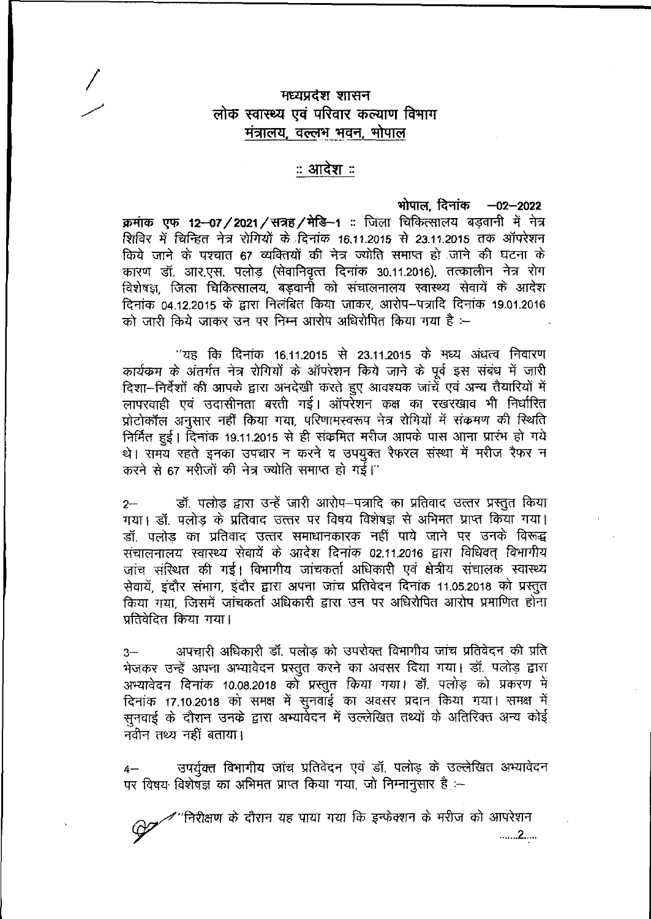# मध्यप्रदेश शासन
## लोक स्वास्थ्य एवं परिवार कल्याण विभाग
### मंत्रालय, वल्लभ भवन, भोपाल

### :: आदेश ::

भोपाल, दिनांक -02-2022

**क्रमांक एफ 12-07/2021/सत्रह/मेडि-1** :: जिला चिकित्सालय बड़वानी में नेत्र शिविर में चिन्हित नेत्र रोगियों के दिनांक 16.11.2015 से 23.11.2015 तक ऑपरेशन किये जाने के पश्चात 67 व्यक्तियों की नेत्र ज्योति समाप्त हो जाने की घटना के कारण डॉ. आर.एस. पलोड़ (सेवानिवृत्त दिनांक 30.11.2016), तत्कालीन नेत्र रोग विशेषज्ञ, जिला चिकित्सालय, बड़वानी को संचालनालय स्वास्थ्य सेवायें के आदेश दिनांक 04.12.2015 के द्वारा निलंबित किया जाकर, आरोप-पत्रादि दिनांक 19.01.2016 को जारी किये जाकर उन पर निम्न आरोप अधिरोपित किया गया है :-

"यह कि दिनांक 16.11.2015 से 23.11.2015 के मध्य अंधत्व निवारण कार्यक्रम के अंतर्गत नेत्र रोगियों के ऑपरेशन किये जाने के पूर्व इस संबंध में जारी दिशा-निर्देशों की आपके द्वारा अनदेखी करते हुए आवश्यक जांचें एवं अन्य तैयारियों में लापरवाही एवं उदासीनता बरती गई। ऑपरेशन कक्ष का रखरखाव भी निर्धारित प्रोटोकॉल अनुसार नहीं किया गया, परिणामस्वरूप नेत्र रोगियों में संक्रमण की स्थिति निर्मित हुई। दिनांक 19.11.2015 से ही संक्रमित मरीज आपके पास आना प्रारंभ हो गये थे। समय रहते इनका उपचार न करने व उपयुक्त रैफरल संस्था में मरीज रैफर न करने से 67 मरीजों की नेत्र ज्योति समाप्त हो गई।"

2- डॉ. पलोड़ द्वारा उन्हें जारी आरोप-पत्रादि का प्रतिवाद उत्तर प्रस्तुत किया गया। डॉ. पलोड़ के प्रतिवाद उत्तर पर विषय विशेषज्ञ से अभिमत प्राप्त किया गया। डॉ. पलोड़ का प्रतिवाद उत्तर समाधानकारक नहीं पाये जाने पर उनके विरूद्ध संचालनालय स्वास्थ्य सेवायें के आदेश दिनांक 02.11.2016 द्वारा विधिवत् विभागीय जांच संस्थित की गई। विभागीय जांचकर्ता अधिकारी एवं क्षेत्रीय संचालक स्वास्थ्य सेवायें, इंदौर संभाग, इंदौर द्वारा अपना जांच प्रतिवेदन दिनांक 11.05.2018 को प्रस्तुत किया गया, जिसमें जांचकर्ता अधिकारी द्वारा उन पर अधिरोपित आरोप प्रमाणित होना प्रतिवेदित किया गया।

3- अपचारी अधिकारी डॉ. पलोड़ को उपरोक्त विभागीय जांच प्रतिवेदन की प्रति भेजकर उन्हें अपना अभ्यावेदन प्रस्तुत करने का अवसर दिया गया। डॉ. पलोड़ द्वारा अभ्यावेदन दिनांक 10.08.2018 को प्रस्तुत किया गया। डॉ. पलोड़ को प्रकरण में दिनांक 17.10.2018 को समक्ष में सुनवाई का अवसर प्रदान किया गया। समक्ष में सुनवाई के दौरान उनके द्वारा अभ्यावेदन में उल्लेखित तथ्यों के अतिरिक्त अन्य कोई नवीन तथ्य नहीं बताया।

4- उपर्युक्त विभागीय जांच प्रतिवेदन एवं डॉ. पलोड़ के उल्लेखित अभ्यावेदन पर विषय विशेषज्ञ का अभिमत प्राप्त किया गया, जो निम्नानुसार है :-

"निरीक्षण के दौरान यह पाया गया कि इन्फेक्शन के मरीज को आपरेशन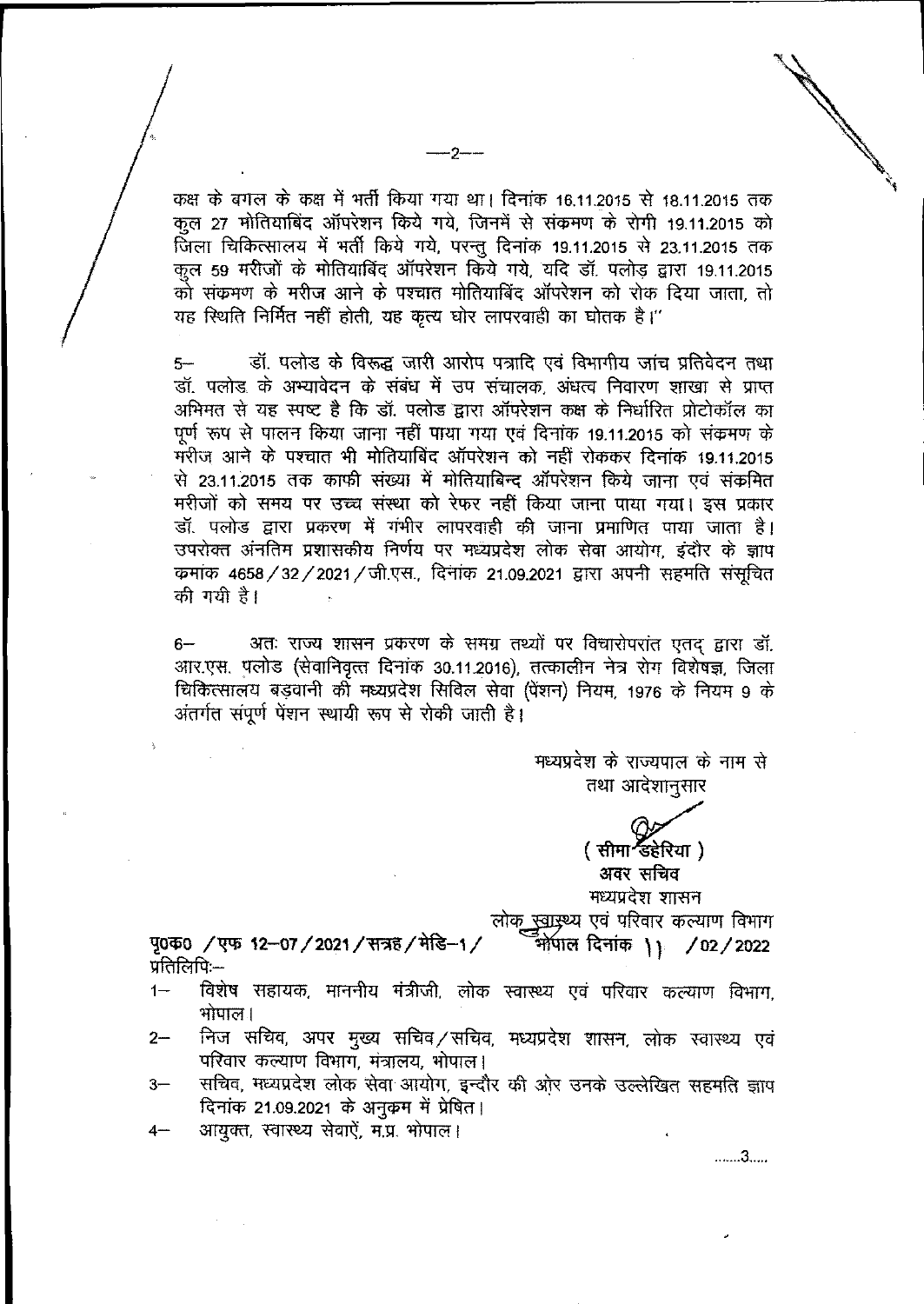कक्ष के बगल के कक्ष में भर्ती किया गया था। दिनांक 16.11.2015 से 18.11.2015 तक कुल 27 मोतियाबिंद ऑपरेशन किये गये, जिनमें से संक्रमण के रोगी 19.11.2015 को जिला चिकित्सालय में भर्ती किये गये, परन्तु दिनांक 19.11.2015 से 23.11.2015 तक कुल 59 मरीजों के मोतियाबिंद ऑपरेशन किये गये, यदि डॉ. पलोड़ द्वारा 19.11.2015 को संक्रमण के मरीज आने के पश्चात मोतियाबिंद ऑपरेशन को रोक दिया जाता, तो यह स्थिति निर्मित नहीं होती, यह कृत्य घोर लापरवाही का द्योतक है।"

5– डॉ. पलोड के विरूद्ध जारी आरोप पत्रादि एवं विभागीय जांच प्रतिवेदन तथा डॉ. पलोड के अभ्यावेदन के संबंध में उप संचालक, अंधत्व निवारण शाखा से प्राप्त अभिमत से यह स्पष्ट है कि डॉ. पलोड द्वारा ऑपरेशन कक्ष के निर्धारित प्रोटोकॉल का पूर्ण रूप से पालन किया जाना नहीं पाया गया एवं दिनांक 19.11.2015 को संक्रमण के मरीज आने के पश्चात भी मोतियाबिंद ऑपरेशन को नहीं रोककर दिनांक 19.11.2015 से 23.11.2015 तक काफी संख्या में मोतियाबिन्द ऑपरेशन किये जाना एवं संक्रमित मरीजों को समय पर उच्च संस्था को रेफर नहीं किया जाना पाया गया। इस प्रकार डॉ. पलोड द्वारा प्रकरण में गंभीर लापरवाही की जाना प्रमाणित पाया जाता है। उपरोक्त अंतिम प्रशासकीय निर्णय पर मध्यप्रदेश लोक सेवा आयोग, इंदौर के ज्ञाप क्रमांक 4658/32/2021/जी.एस., दिनांक 21.09.2021 द्वारा अपनी सहमति संसूचित की गयी है।

6– अतः राज्य शासन प्रकरण के समग्र तथ्यों पर विचारोपरांत एतद् द्वारा डॉ. आर.एस. पलोड (सेवानिवृत्त दिनांक 30.11.2016), तत्कालीन नेत्र रोग विशेषज्ञ, जिला चिकित्सालय बड़वानी की मध्यप्रदेश सिविल सेवा (पेंशन) नियम, 1976 के नियम 9 के अंतर्गत संपूर्ण पेंशन स्थायी रूप से रोकी जाती है।

मध्यप्रदेश के राज्यपाल के नाम से
तथा आदेशानुसार

( सीमा डहेरिया )
अवर सचिव
मध्यप्रदेश शासन
लोक स्वास्थ्य एवं परिवार कल्याण विभाग

पृ0क्र0 /एफ 12–07/2021/सत्रह/मेडि–1/ भोपाल दिनांक 11 /02/2022

प्रतिलिपिः–

1– विशेष सहायक, माननीय मंत्रीजी, लोक स्वास्थ्य एवं परिवार कल्याण विभाग, भोपाल।

2– निज सचिव, अपर मुख्य सचिव/सचिव, मध्यप्रदेश शासन, लोक स्वास्थ्य एवं परिवार कल्याण विभाग, मंत्रालय, भोपाल।

3– सचिव, मध्यप्रदेश लोक सेवा आयोग, इन्दौर की ओर उनके उल्लेखित सहमति ज्ञाप दिनांक 21.09.2021 के अनुक्रम में प्रेषित।

4– आयुक्त, स्वास्थ्य सेवाऐं, म.प्र. भोपाल।

.......3.....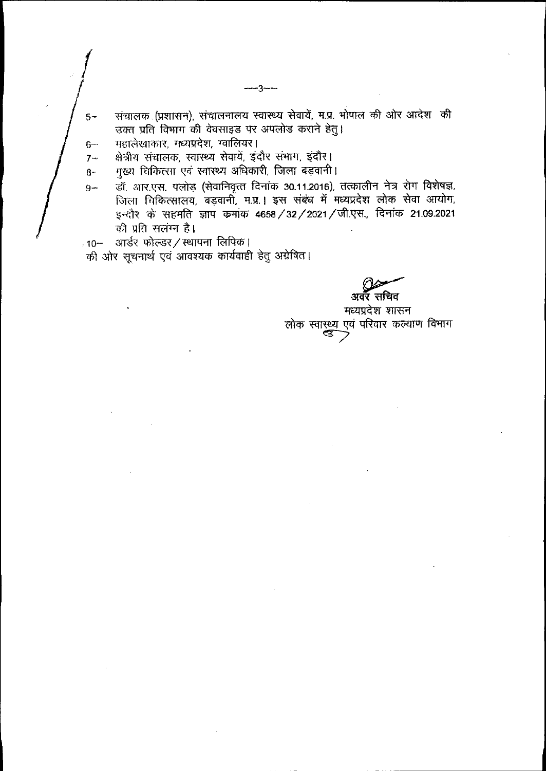5- संचालक (प्रशासन), संचालनालय स्वास्थ्य सेवायें, म.प्र. भोपाल की ओर आदेश की उक्त प्रति विभाग की वेबसाइड पर अपलोड कराने हेतु।

6- महालेखाकार, मध्यप्रदेश, ग्वालियर।

7- क्षेत्रीय संचालक, स्वास्थ्य सेवायें, इंदौर संभाग, इंदौर।

8- मुख्य चिकित्सा एवं स्वास्थ्य अधिकारी, जिला बड़वानी।

9- डॉ. आर.एस. पलोड़ (सेवानिवृत्त दिनांक 30.11.2016), तत्कालीन नेत्र रोग विशेषज्ञ, जिला चिकित्सालय, बड़वानी, म.प्र.। इस संबंध में मध्यप्रदेश लोक सेवा आयोग, इन्दौर के सहमति ज्ञाप क्रमांक 4658/32/2021/जी.एस., दिनांक 21.09.2021 की प्रति संलग्न है।

10- आर्डर फोल्डर/स्थापना लिपिक।

की ओर सूचनार्थ एवं आवश्यक कार्यवाही हेतु अग्रेषित।

अवर सचिव  
मध्यप्रदेश शासन  
लोक स्वास्थ्य एवं परिवार कल्याण विभाग